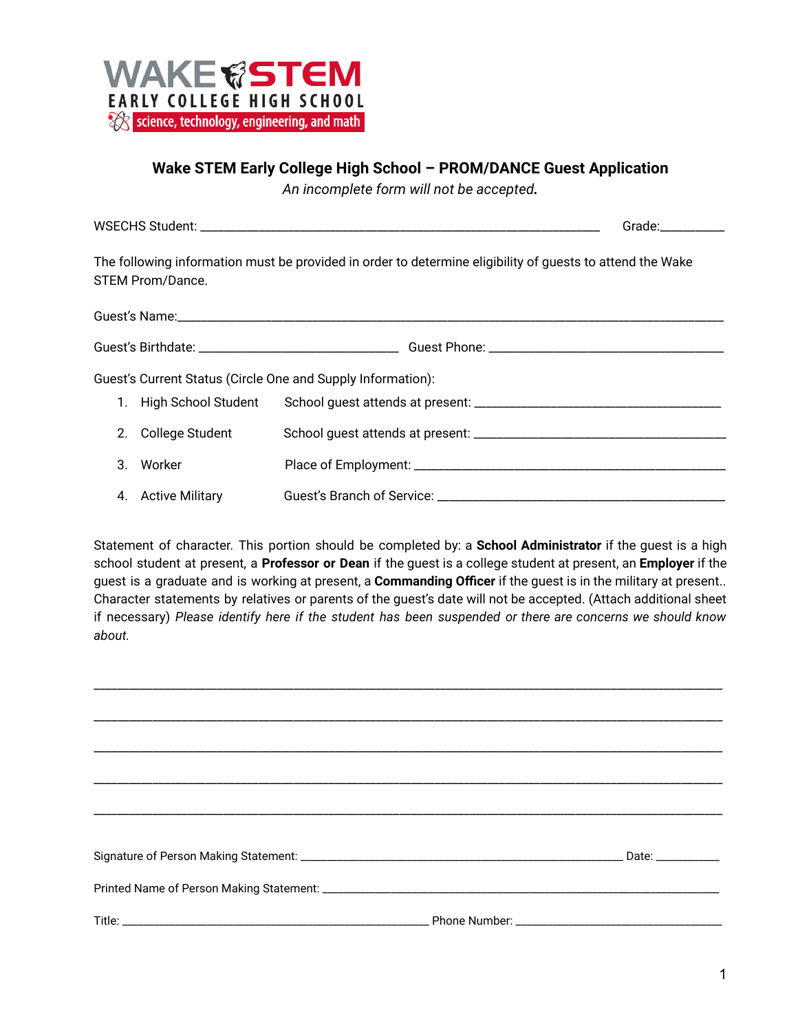WAKE STEM

EARLY COLLEGE HIGH SCHOOL

science, technology, engineering, and math

## Wake STEM Early College High School – PROM/DANCE Guest Application

*An incomplete form will not be accepted.*

WSECHS Student: ______________________________________________________________ Grade:__________

The following information must be provided in order to determine eligibility of guests to attend the Wake STEM Prom/Dance.

Guest's Name:_________________________________________________________________________________

Guest's Birthdate: _______________________________ Guest Phone: ____________________________________

Guest's Current Status (Circle One and Supply Information):

1. High School Student — School guest attends at present: ______________________________________
2. College Student — School guest attends at present: ________________________________________
3. Worker — Place of Employment: _________________________________________________
4. Active Military — Guest's Branch of Service: ____________________________________________

Statement of character. This portion should be completed by: a **School Administrator** if the guest is a high school student at present, a **Professor or Dean** if the guest is a college student at present, an **Employer** if the guest is a graduate and is working at present, a **Commanding Officer** if the guest is in the military at present.. Character statements by relatives or parents of the guest's date will not be accepted. (Attach additional sheet if necessary) *Please identify here if the student has been suspended or there are concerns we should know about.*

_____________________________________________________________________________________________

_____________________________________________________________________________________________

_____________________________________________________________________________________________

_____________________________________________________________________________________________

_____________________________________________________________________________________________

Signature of Person Making Statement: ______________________________________________________ Date: ___________

Printed Name of Person Making Statement: ______________________________________________________________

Title: _____________________________________________________ Phone Number: ___________________________________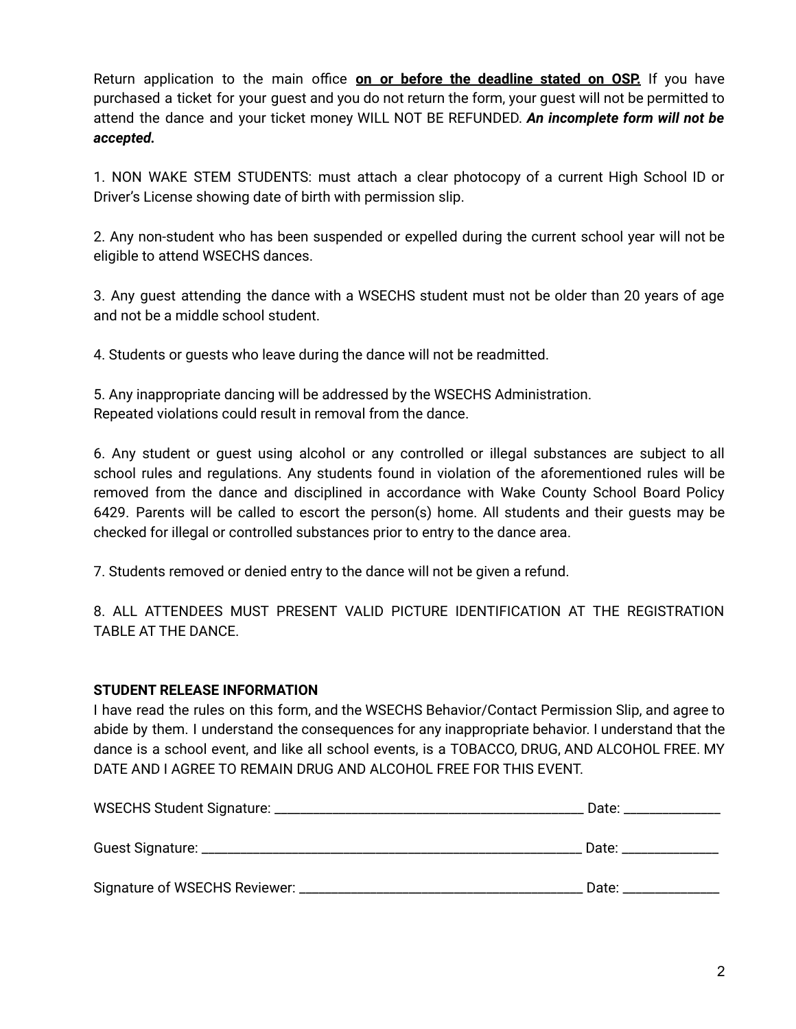Return application to the main office **on or before the deadline stated on OSP.** If you have purchased a ticket for your guest and you do not return the form, your guest will not be permitted to attend the dance and your ticket money WILL NOT BE REFUNDED. ***An incomplete form will not be accepted.***

1. NON WAKE STEM STUDENTS: must attach a clear photocopy of a current High School ID or Driver's License showing date of birth with permission slip.

2. Any non-student who has been suspended or expelled during the current school year will not be eligible to attend WSECHS dances.

3. Any guest attending the dance with a WSECHS student must not be older than 20 years of age and not be a middle school student.

4. Students or guests who leave during the dance will not be readmitted.

5. Any inappropriate dancing will be addressed by the WSECHS Administration.
Repeated violations could result in removal from the dance.

6. Any student or guest using alcohol or any controlled or illegal substances are subject to all school rules and regulations. Any students found in violation of the aforementioned rules will be removed from the dance and disciplined in accordance with Wake County School Board Policy 6429. Parents will be called to escort the person(s) home. All students and their guests may be checked for illegal or controlled substances prior to entry to the dance area.

7. Students removed or denied entry to the dance will not be given a refund.

8. ALL ATTENDEES MUST PRESENT VALID PICTURE IDENTIFICATION AT THE REGISTRATION TABLE AT THE DANCE.

**STUDENT RELEASE INFORMATION**

I have read the rules on this form, and the WSECHS Behavior/Contact Permission Slip, and agree to abide by them. I understand the consequences for any inappropriate behavior. I understand that the dance is a school event, and like all school events, is a TOBACCO, DRUG, AND ALCOHOL FREE. MY DATE AND I AGREE TO REMAIN DRUG AND ALCOHOL FREE FOR THIS EVENT.

WSECHS Student Signature: _______________________________________________ Date: ______________

Guest Signature: ___________________________________________________________ Date: ______________

Signature of WSECHS Reviewer: ___________________________________________ Date: ______________